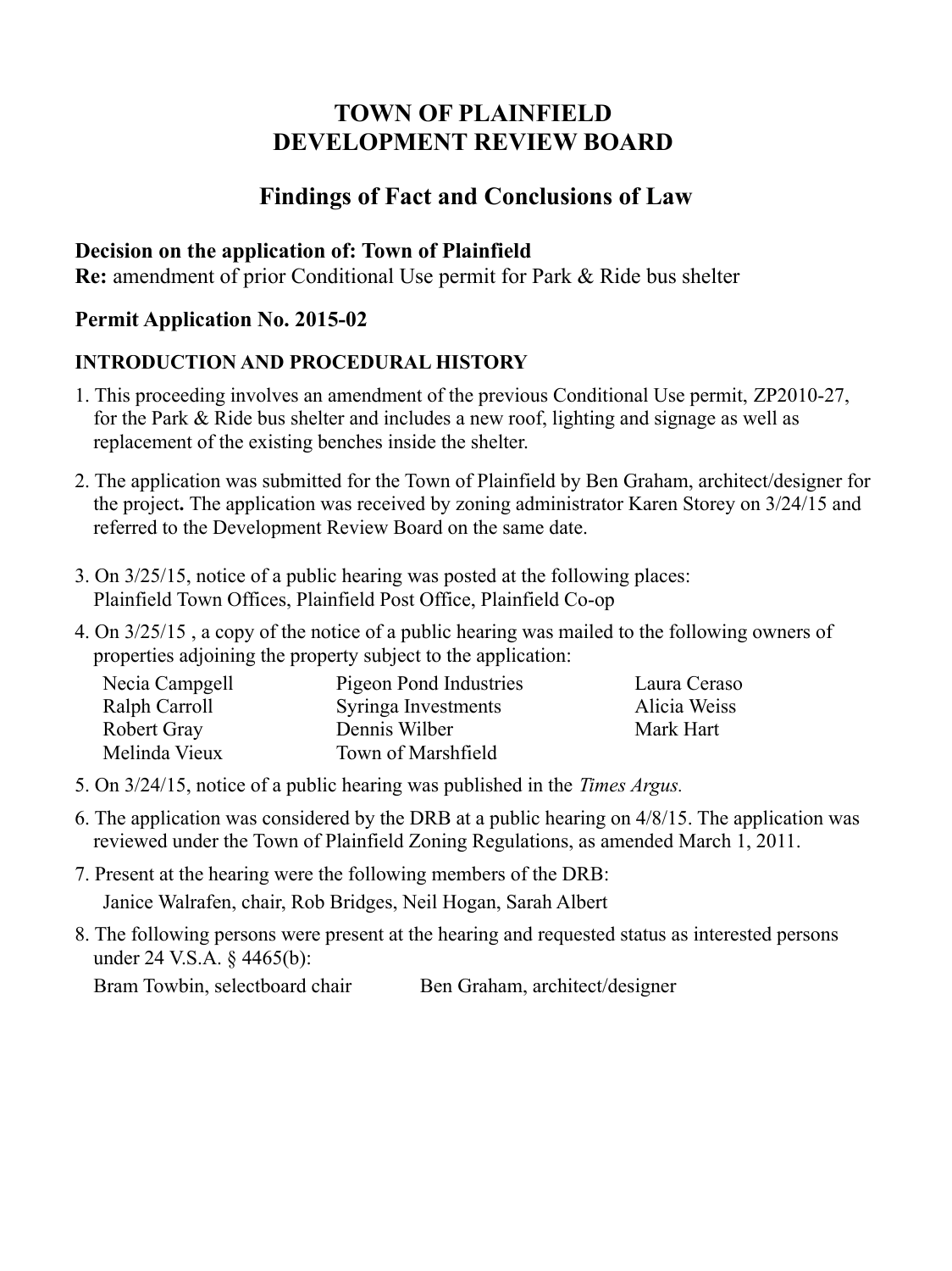# TOWN OF PLAINFIELD
# DEVELOPMENT REVIEW BOARD

## Findings of Fact and Conclusions of Law

### Decision on the application of: Town of Plainfield

**Re:** amendment of prior Conditional Use permit for Park & Ride bus shelter

### Permit Application No. 2015-02

#### INTRODUCTION AND PROCEDURAL HISTORY

1. This proceeding involves an amendment of the previous Conditional Use permit, ZP2010-27, for the Park & Ride bus shelter and includes a new roof, lighting and signage as well as replacement of the existing benches inside the shelter.

2. The application was submitted for the Town of Plainfield by Ben Graham, architect/designer for the project**.** The application was received by zoning administrator Karen Storey on 3/24/15 and referred to the Development Review Board on the same date.

3. On 3/25/15, notice of a public hearing was posted at the following places: Plainfield Town Offices, Plainfield Post Office, Plainfield Co-op

4. On 3/25/15 , a copy of the notice of a public hearing was mailed to the following owners of properties adjoining the property subject to the application:

| | | |
|---|---|---|
| Necia Campgell | Pigeon Pond Industries | Laura Ceraso |
| Ralph Carroll | Syringa Investments | Alicia Weiss |
| Robert Gray | Dennis Wilber | Mark Hart |
| Melinda Vieux | Town of Marshfield | |

5. On 3/24/15, notice of a public hearing was published in the *Times Argus.*

6. The application was considered by the DRB at a public hearing on 4/8/15. The application was reviewed under the Town of Plainfield Zoning Regulations, as amended March 1, 2011.

7. Present at the hearing were the following members of the DRB:
   Janice Walrafen, chair, Rob Bridges, Neil Hogan, Sarah Albert

8. The following persons were present at the hearing and requested status as interested persons under 24 V.S.A. § 4465(b):
   Bram Towbin, selectboard chair     Ben Graham, architect/designer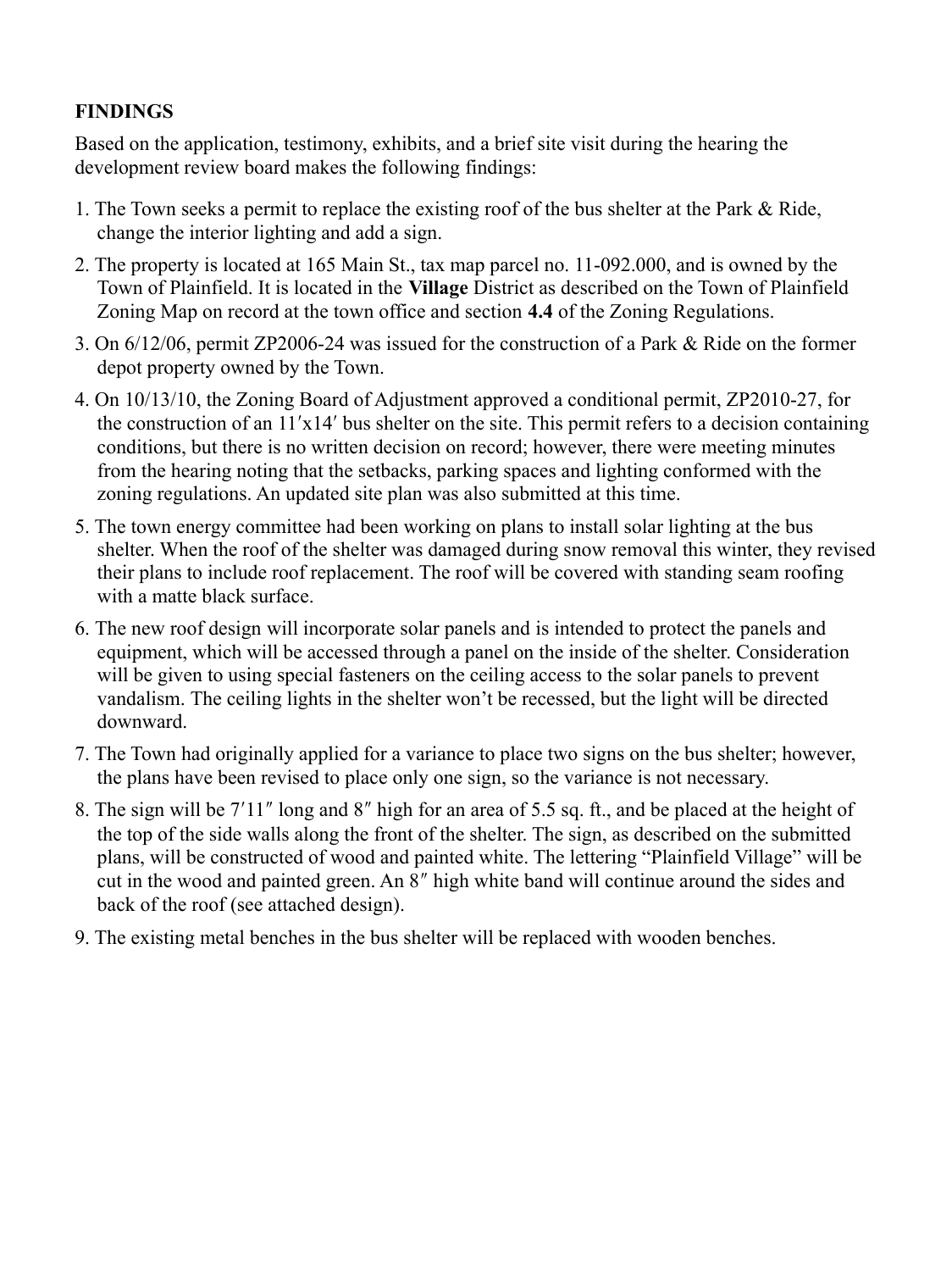**FINDINGS**

Based on the application, testimony, exhibits, and a brief site visit during the hearing the development review board makes the following findings:

1. The Town seeks a permit to replace the existing roof of the bus shelter at the Park & Ride, change the interior lighting and add a sign.
2. The property is located at 165 Main St., tax map parcel no. 11-092.000, and is owned by the Town of Plainfield. It is located in the **Village** District as described on the Town of Plainfield Zoning Map on record at the town office and section **4.4** of the Zoning Regulations.
3. On 6/12/06, permit ZP2006-24 was issued for the construction of a Park & Ride on the former depot property owned by the Town.
4. On 10/13/10, the Zoning Board of Adjustment approved a conditional permit, ZP2010-27, for the construction of an 11′x14′ bus shelter on the site. This permit refers to a decision containing conditions, but there is no written decision on record; however, there were meeting minutes from the hearing noting that the setbacks, parking spaces and lighting conformed with the zoning regulations. An updated site plan was also submitted at this time.
5. The town energy committee had been working on plans to install solar lighting at the bus shelter. When the roof of the shelter was damaged during snow removal this winter, they revised their plans to include roof replacement. The roof will be covered with standing seam roofing with a matte black surface.
6. The new roof design will incorporate solar panels and is intended to protect the panels and equipment, which will be accessed through a panel on the inside of the shelter. Consideration will be given to using special fasteners on the ceiling access to the solar panels to prevent vandalism. The ceiling lights in the shelter won't be recessed, but the light will be directed downward.
7. The Town had originally applied for a variance to place two signs on the bus shelter; however, the plans have been revised to place only one sign, so the variance is not necessary.
8. The sign will be 7′11″ long and 8″ high for an area of 5.5 sq. ft., and be placed at the height of the top of the side walls along the front of the shelter. The sign, as described on the submitted plans, will be constructed of wood and painted white. The lettering "Plainfield Village" will be cut in the wood and painted green. An 8″ high white band will continue around the sides and back of the roof (see attached design).
9. The existing metal benches in the bus shelter will be replaced with wooden benches.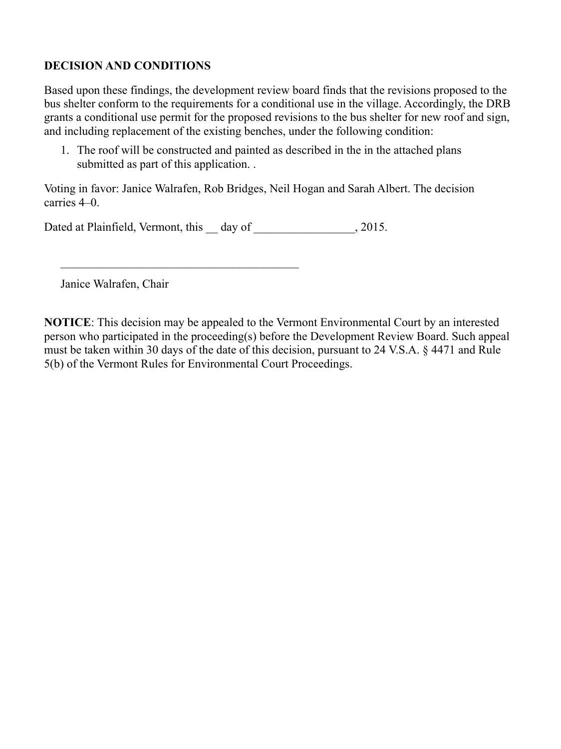**DECISION AND CONDITIONS**

Based upon these findings, the development review board finds that the revisions proposed to the bus shelter conform to the requirements for a conditional use in the village. Accordingly, the DRB grants a conditional use permit for the proposed revisions to the bus shelter for new roof and sign, and including replacement of the existing benches, under the following condition:

1. The roof will be constructed and painted as described in the in the attached plans submitted as part of this application. .

Voting in favor: Janice Walrafen, Rob Bridges, Neil Hogan and Sarah Albert. The decision carries 4–0.

Dated at Plainfield, Vermont, this __ day of _________________, 2015.

_________________________________________

Janice Walrafen, Chair

**NOTICE**: This decision may be appealed to the Vermont Environmental Court by an interested person who participated in the proceeding(s) before the Development Review Board. Such appeal must be taken within 30 days of the date of this decision, pursuant to 24 V.S.A. § 4471 and Rule 5(b) of the Vermont Rules for Environmental Court Proceedings.